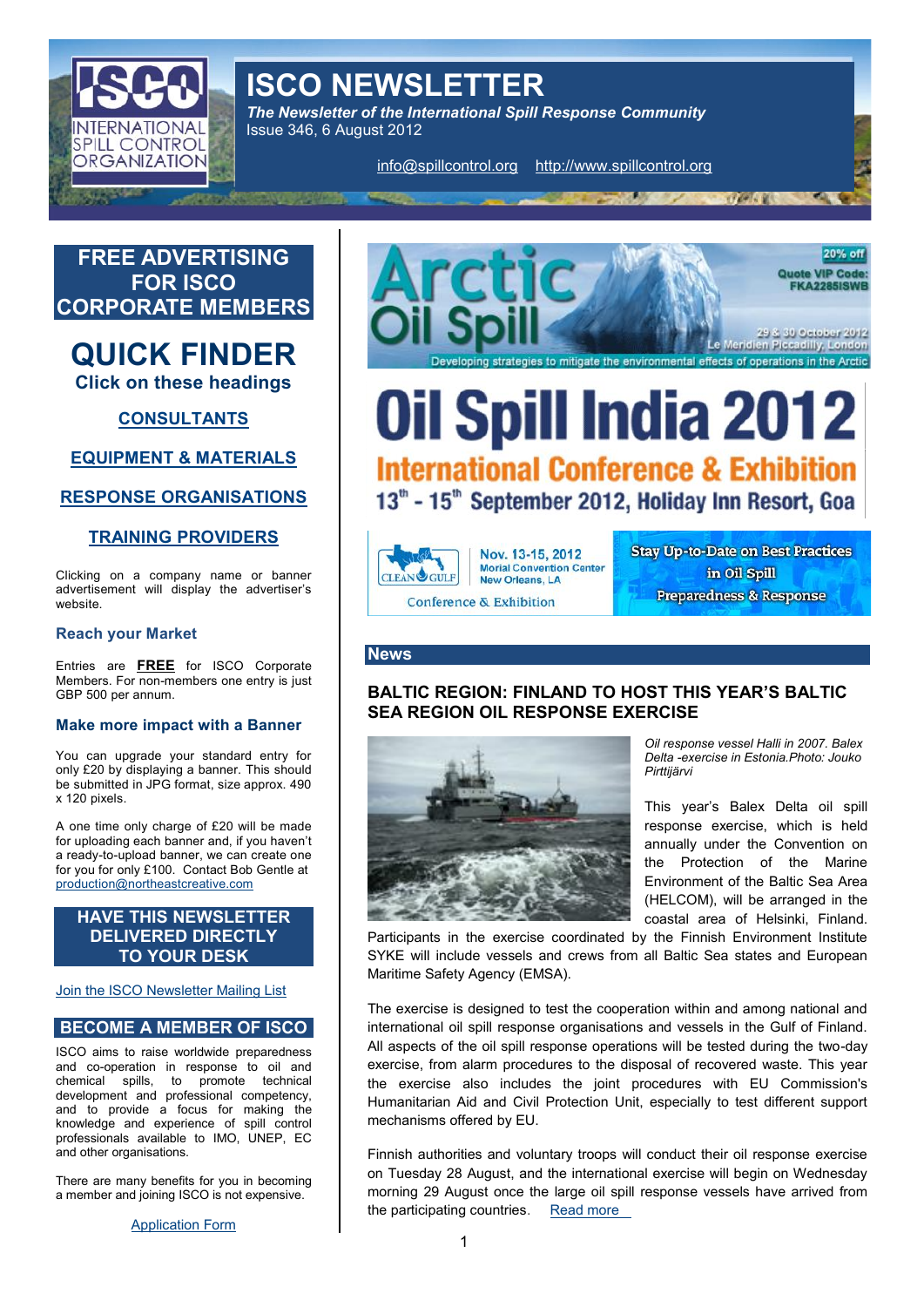# ISCO NEWSLETTER

*The Newsletter of the International Spill Response Community*

Issue 346, 6 August 2012

info@spillcontrol.org http://www.spillcontrol.org

## FREE ADVERTISING FOR ISCO CORPORATE MEMBERS

## QUICK FINDER

**Click on these headings**

**CONSULTANTS**

**EQUIPMENT & MATERIALS**

**RESPONSE ORGANISATIONS**

**TRAINING PROVIDERS**

Clicking on a company name or banner advertisement will display the advertiser's website.

### Reach your Market

Entries are **FREE** for ISCO Corporate Members. For non-members one entry is just GBP 500 per annum.

### Make more impact with a Banner

You can upgrade your standard entry for only £20 by displaying a banner. This should be submitted in JPG format, size approx. 490 x 120 pixels.

A one time only charge of £20 will be made for uploading each banner and, if you haven't a ready-to-upload banner, we can create one for you for only £100. Contact Bob Gentle at production@northeastcreative.com

## HAVE THIS NEWSLETTER DELIVERED DIRECTLY TO YOUR DESK

Join the ISCO Newsletter Mailing List

## BECOME A MEMBER OF ISCO

ISCO aims to raise worldwide preparedness and co-operation in response to oil and chemical spills, to promote technical development and professional competency, and to provide a focus for making the knowledge and experience of spill control professionals available to IMO, UNEP, EC and other organisations.

There are many benefits for you in becoming a member and joining ISCO is not expensive.

Application Form

Arctic Oil Spill — 20% off Quote VIP Code: FKA2285ISWB — 29 & 30 October 2012, Le Meridien Piccadilly, London — Developing strategies to mitigate the environmental effects of operations in the Arctic

Oil Spill India 2012 — International Conference & Exhibition — 13th - 15th September 2012, Holiday Inn Resort, Goa

Clean Gulf Conference & Exhibition — Nov. 13-15, 2012, Morial Convention Center, New Orleans, LA — Stay Up-to-Date on Best Practices in Oil Spill Preparedness & Response

## News

### BALTIC REGION: FINLAND TO HOST THIS YEAR'S BALTIC SEA REGION OIL RESPONSE EXERCISE

*Oil response vessel Halli in 2007. Balex Delta -exercise in Estonia.Photo: Jouko Pirttijärvi*

This year's Balex Delta oil spill response exercise, which is held annually under the Convention on the Protection of the Marine Environment of the Baltic Sea Area (HELCOM), will be arranged in the coastal area of Helsinki, Finland. Participants in the exercise coordinated by the Finnish Environment Institute SYKE will include vessels and crews from all Baltic Sea states and European Maritime Safety Agency (EMSA).

The exercise is designed to test the cooperation within and among national and international oil spill response organisations and vessels in the Gulf of Finland. All aspects of the oil spill response operations will be tested during the two-day exercise, from alarm procedures to the disposal of recovered waste. This year the exercise also includes the joint procedures with EU Commission's Humanitarian Aid and Civil Protection Unit, especially to test different support mechanisms offered by EU.

Finnish authorities and voluntary troops will conduct their oil response exercise on Tuesday 28 August, and the international exercise will begin on Wednesday morning 29 August once the large oil spill response vessels have arrived from the participating countries. Read more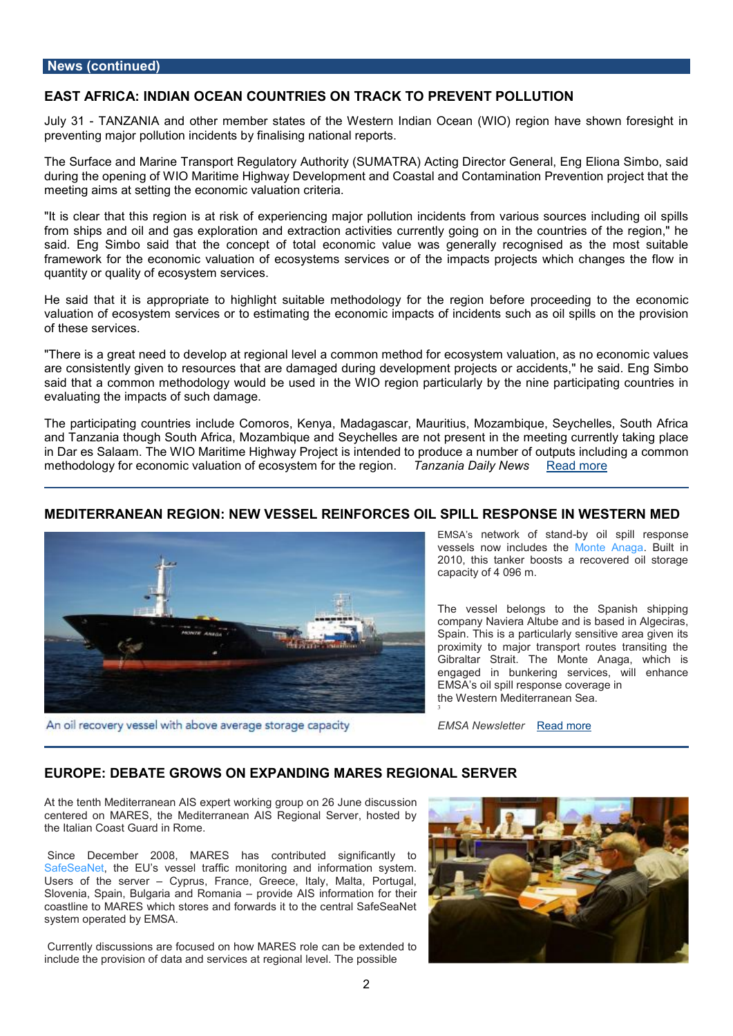## News (continued)

### EAST AFRICA: INDIAN OCEAN COUNTRIES ON TRACK TO PREVENT POLLUTION

July 31 - TANZANIA and other member states of the Western Indian Ocean (WIO) region have shown foresight in preventing major pollution incidents by finalising national reports.

The Surface and Marine Transport Regulatory Authority (SUMATRA) Acting Director General, Eng Eliona Simbo, said during the opening of WIO Maritime Highway Development and Coastal and Contamination Prevention project that the meeting aims at setting the economic valuation criteria.

"It is clear that this region is at risk of experiencing major pollution incidents from various sources including oil spills from ships and oil and gas exploration and extraction activities currently going on in the countries of the region," he said. Eng Simbo said that the concept of total economic value was generally recognised as the most suitable framework for the economic valuation of ecosystems services or of the impacts projects which changes the flow in quantity or quality of ecosystem services.

He said that it is appropriate to highlight suitable methodology for the region before proceeding to the economic valuation of ecosystem services or to estimating the economic impacts of incidents such as oil spills on the provision of these services.

"There is a great need to develop at regional level a common method for ecosystem valuation, as no economic values are consistently given to resources that are damaged during development projects or accidents," he said. Eng Simbo said that a common methodology would be used in the WIO region particularly by the nine participating countries in evaluating the impacts of such damage.

The participating countries include Comoros, Kenya, Madagascar, Mauritius, Mozambique, Seychelles, South Africa and Tanzania though South Africa, Mozambique and Seychelles are not present in the meeting currently taking place in Dar es Salaam. The WIO Maritime Highway Project is intended to produce a number of outputs including a common methodology for economic valuation of ecosystem for the region. *Tanzania Daily News* Read more

---

### MEDITERRANEAN REGION: NEW VESSEL REINFORCES OIL SPILL RESPONSE IN WESTERN MED

An oil recovery vessel with above average storage capacity

EMSA's network of stand-by oil spill response vessels now includes the Monte Anaga. Built in 2010, this tanker boosts a recovered oil storage capacity of 4 096 m[3].

The vessel belongs to the Spanish shipping company Naviera Altube and is based in Algeciras, Spain. This is a particularly sensitive area given its proximity to major transport routes transiting the Gibraltar Strait. The Monte Anaga, which is engaged in bunkering services, will enhance EMSA's oil spill response coverage in the Western Mediterranean Sea.

*EMSA Newsletter* Read more

---

### EUROPE: DEBATE GROWS ON EXPANDING MARES REGIONAL SERVER

At the tenth Mediterranean AIS expert working group on 26 June discussion centered on MARES, the Mediterranean AIS Regional Server, hosted by the Italian Coast Guard in Rome.

Since December 2008, MARES has contributed significantly to SafeSeaNet, the EU's vessel traffic monitoring and information system. Users of the server – Cyprus, France, Greece, Italy, Malta, Portugal, Slovenia, Spain, Bulgaria and Romania – provide AIS information for their coastline to MARES which stores and forwards it to the central SafeSeaNet system operated by EMSA.

Currently discussions are focused on how MARES role can be extended to include the provision of data and services at regional level. The possible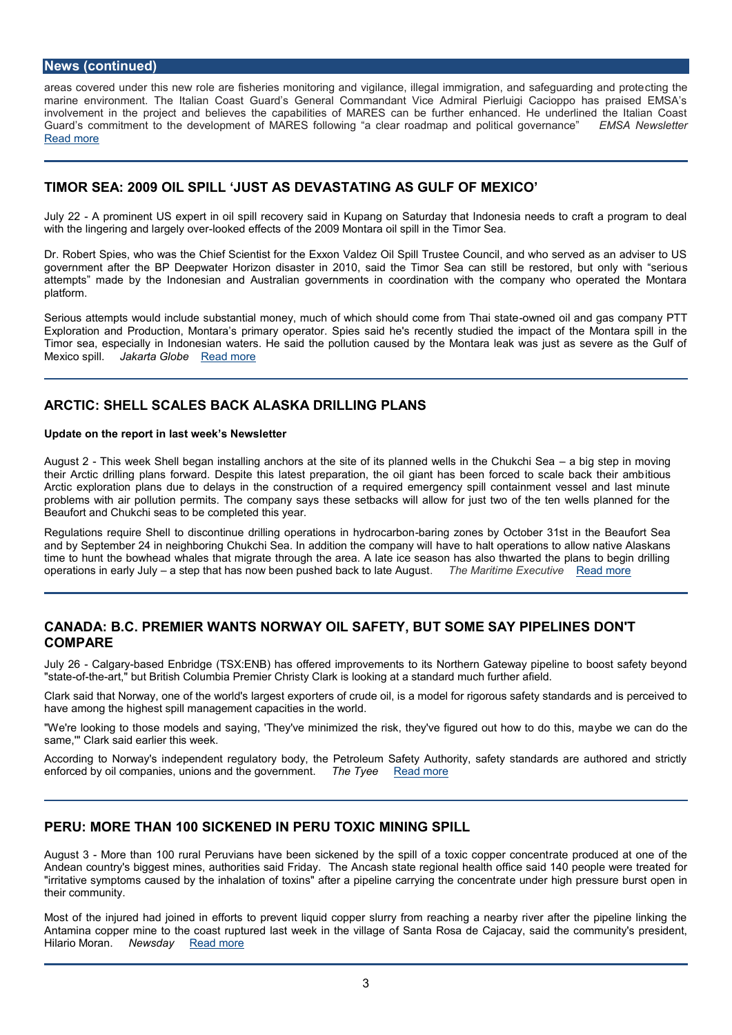## News (continued)

areas covered under this new role are fisheries monitoring and vigilance, illegal immigration, and safeguarding and protecting the marine environment. The Italian Coast Guard's General Commandant Vice Admiral Pierluigi Cacioppo has praised EMSA's involvement in the project and believes the capabilities of MARES can be further enhanced. He underlined the Italian Coast Guard's commitment to the development of MARES following "a clear roadmap and political governance" *EMSA Newsletter* Read more

---

## TIMOR SEA: 2009 OIL SPILL 'JUST AS DEVASTATING AS GULF OF MEXICO'

July 22 - A prominent US expert in oil spill recovery said in Kupang on Saturday that Indonesia needs to craft a program to deal with the lingering and largely over-looked effects of the 2009 Montara oil spill in the Timor Sea.

Dr. Robert Spies, who was the Chief Scientist for the Exxon Valdez Oil Spill Trustee Council, and who served as an adviser to US government after the BP Deepwater Horizon disaster in 2010, said the Timor Sea can still be restored, but only with "serious attempts" made by the Indonesian and Australian governments in coordination with the company who operated the Montara platform.

Serious attempts would include substantial money, much of which should come from Thai state-owned oil and gas company PTT Exploration and Production, Montara's primary operator. Spies said he's recently studied the impact of the Montara spill in the Timor sea, especially in Indonesian waters. He said the pollution caused by the Montara leak was just as severe as the Gulf of Mexico spill. *Jakarta Globe* Read more

---

## ARCTIC: SHELL SCALES BACK ALASKA DRILLING PLANS

**Update on the report in last week's Newsletter**

August 2 - This week Shell began installing anchors at the site of its planned wells in the Chukchi Sea – a big step in moving their Arctic drilling plans forward. Despite this latest preparation, the oil giant has been forced to scale back their ambitious Arctic exploration plans due to delays in the construction of a required emergency spill containment vessel and last minute problems with air pollution permits. The company says these setbacks will allow for just two of the ten wells planned for the Beaufort and Chukchi seas to be completed this year.

Regulations require Shell to discontinue drilling operations in hydrocarbon-baring zones by October 31st in the Beaufort Sea and by September 24 in neighboring Chukchi Sea. In addition the company will have to halt operations to allow native Alaskans time to hunt the bowhead whales that migrate through the area. A late ice season has also thwarted the plans to begin drilling operations in early July – a step that has now been pushed back to late August. *The Maritime Executive* Read more

---

## CANADA: B.C. PREMIER WANTS NORWAY OIL SAFETY, BUT SOME SAY PIPELINES DON'T COMPARE

July 26 - Calgary-based Enbridge (TSX:ENB) has offered improvements to its Northern Gateway pipeline to boost safety beyond "state-of-the-art," but British Columbia Premier Christy Clark is looking at a standard much further afield.

Clark said that Norway, one of the world's largest exporters of crude oil, is a model for rigorous safety standards and is perceived to have among the highest spill management capacities in the world.

"We're looking to those models and saying, 'They've minimized the risk, they've figured out how to do this, maybe we can do the same,'" Clark said earlier this week.

According to Norway's independent regulatory body, the Petroleum Safety Authority, safety standards are authored and strictly enforced by oil companies, unions and the government. *The Tyee* Read more

---

## PERU: MORE THAN 100 SICKENED IN PERU TOXIC MINING SPILL

August 3 - More than 100 rural Peruvians have been sickened by the spill of a toxic copper concentrate produced at one of the Andean country's biggest mines, authorities said Friday. The Ancash state regional health office said 140 people were treated for "irritative symptoms caused by the inhalation of toxins" after a pipeline carrying the concentrate under high pressure burst open in their community.

Most of the injured had joined in efforts to prevent liquid copper slurry from reaching a nearby river after the pipeline linking the Antamina copper mine to the coast ruptured last week in the village of Santa Rosa de Cajacay, said the community's president, Hilario Moran. *Newsday* Read more

---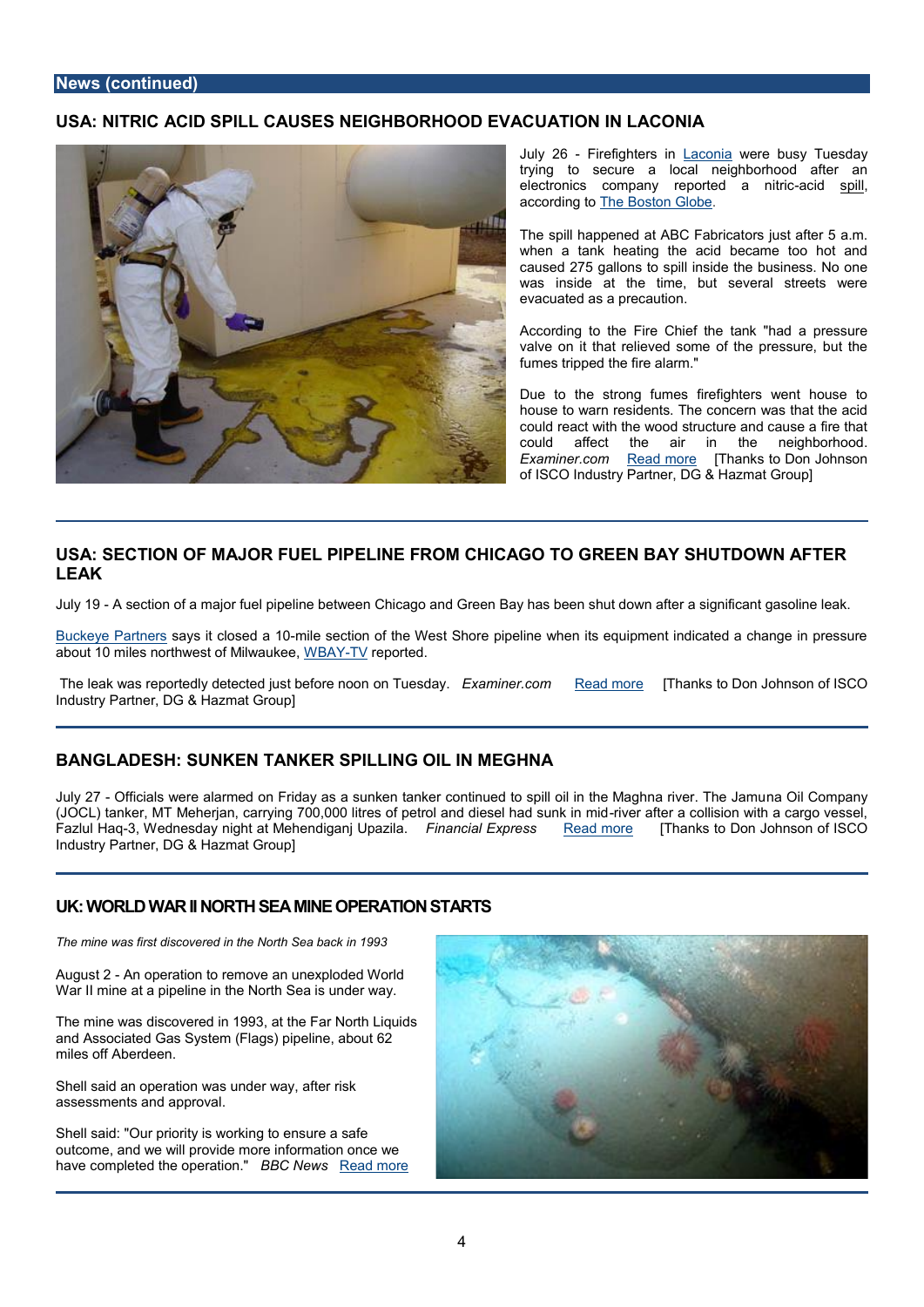## News (continued)

### USA: NITRIC ACID SPILL CAUSES NEIGHBORHOOD EVACUATION IN LACONIA

July 26 - Firefighters in Laconia were busy Tuesday trying to secure a local neighborhood after an electronics company reported a nitric-acid spill, according to The Boston Globe.

The spill happened at ABC Fabricators just after 5 a.m. when a tank heating the acid became too hot and caused 275 gallons to spill inside the business. No one was inside at the time, but several streets were evacuated as a precaution.

According to the Fire Chief the tank "had a pressure valve on it that relieved some of the pressure, but the fumes tripped the fire alarm."

Due to the strong fumes firefighters went house to house to warn residents. The concern was that the acid could react with the wood structure and cause a fire that could affect the air in the neighborhood. *Examiner.com* Read more [Thanks to Don Johnson of ISCO Industry Partner, DG & Hazmat Group]

---

### USA: SECTION OF MAJOR FUEL PIPELINE FROM CHICAGO TO GREEN BAY SHUTDOWN AFTER LEAK

July 19 - A section of a major fuel pipeline between Chicago and Green Bay has been shut down after a significant gasoline leak.

Buckeye Partners says it closed a 10-mile section of the West Shore pipeline when its equipment indicated a change in pressure about 10 miles northwest of Milwaukee, WBAY-TV reported.

The leak was reportedly detected just before noon on Tuesday. *Examiner.com* Read more [Thanks to Don Johnson of ISCO Industry Partner, DG & Hazmat Group]

---

### BANGLADESH: SUNKEN TANKER SPILLING OIL IN MEGHNA

July 27 - Officials were alarmed on Friday as a sunken tanker continued to spill oil in the Maghna river. The Jamuna Oil Company (JOCL) tanker, MT Meherjan, carrying 700,000 litres of petrol and diesel had sunk in mid-river after a collision with a cargo vessel, Fazlul Haq-3, Wednesday night at Mehendiganj Upazila. *Financial Express* Read more [Thanks to Don Johnson of ISCO Industry Partner, DG & Hazmat Group]

---

### UK: WORLD WAR II NORTH SEA MINE OPERATION STARTS

*The mine was first discovered in the North Sea back in 1993*

August 2 - An operation to remove an unexploded World War II mine at a pipeline in the North Sea is under way.

The mine was discovered in 1993, at the Far North Liquids and Associated Gas System (Flags) pipeline, about 62 miles off Aberdeen.

Shell said an operation was under way, after risk assessments and approval.

Shell said: "Our priority is working to ensure a safe outcome, and we will provide more information once we have completed the operation." *BBC News* Read more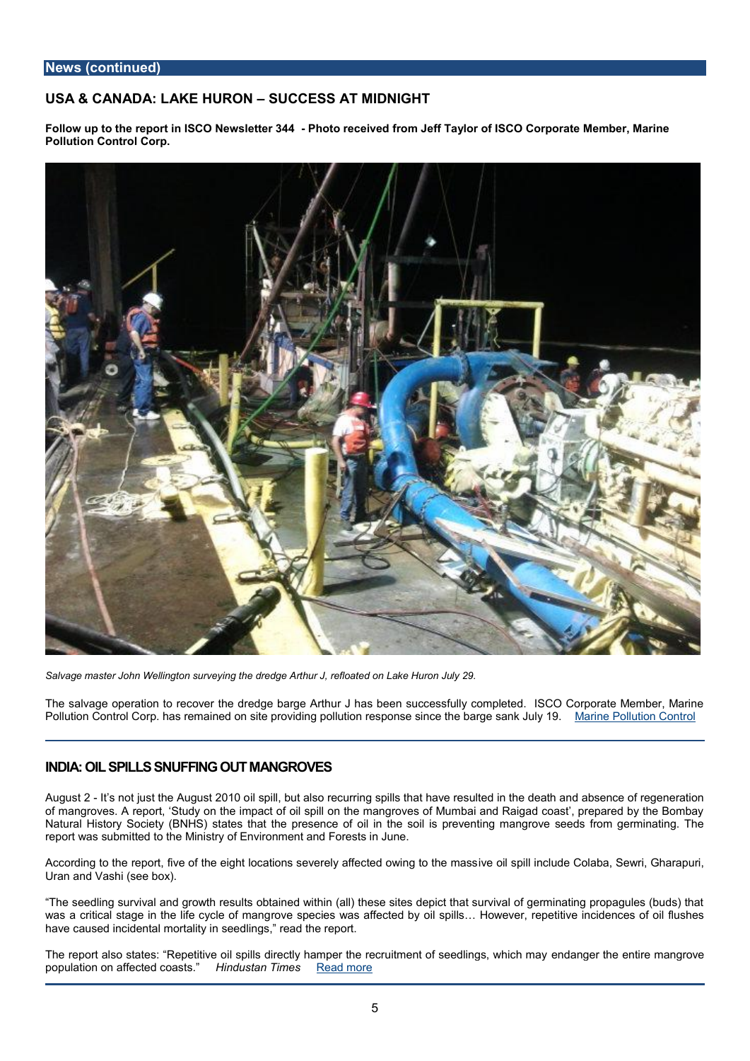News (continued)

## USA & CANADA: LAKE HURON – SUCCESS AT MIDNIGHT

**Follow up to the report in ISCO Newsletter 344 - Photo received from Jeff Taylor of ISCO Corporate Member, Marine Pollution Control Corp.**

*Salvage master John Wellington surveying the dredge Arthur J, refloated on Lake Huron July 29.*

The salvage operation to recover the dredge barge Arthur J has been successfully completed. ISCO Corporate Member, Marine Pollution Control Corp. has remained on site providing pollution response since the barge sank July 19. Marine Pollution Control

## INDIA: OIL SPILLS SNUFFING OUT MANGROVES

August 2 - It's not just the August 2010 oil spill, but also recurring spills that have resulted in the death and absence of regeneration of mangroves. A report, 'Study on the impact of oil spill on the mangroves of Mumbai and Raigad coast', prepared by the Bombay Natural History Society (BNHS) states that the presence of oil in the soil is preventing mangrove seeds from germinating. The report was submitted to the Ministry of Environment and Forests in June.

According to the report, five of the eight locations severely affected owing to the massive oil spill include Colaba, Sewri, Gharapuri, Uran and Vashi (see box).

"The seedling survival and growth results obtained within (all) these sites depict that survival of germinating propagules (buds) that was a critical stage in the life cycle of mangrove species was affected by oil spills… However, repetitive incidences of oil flushes have caused incidental mortality in seedlings," read the report.

The report also states: "Repetitive oil spills directly hamper the recruitment of seedlings, which may endanger the entire mangrove population on affected coasts." *Hindustan Times* Read more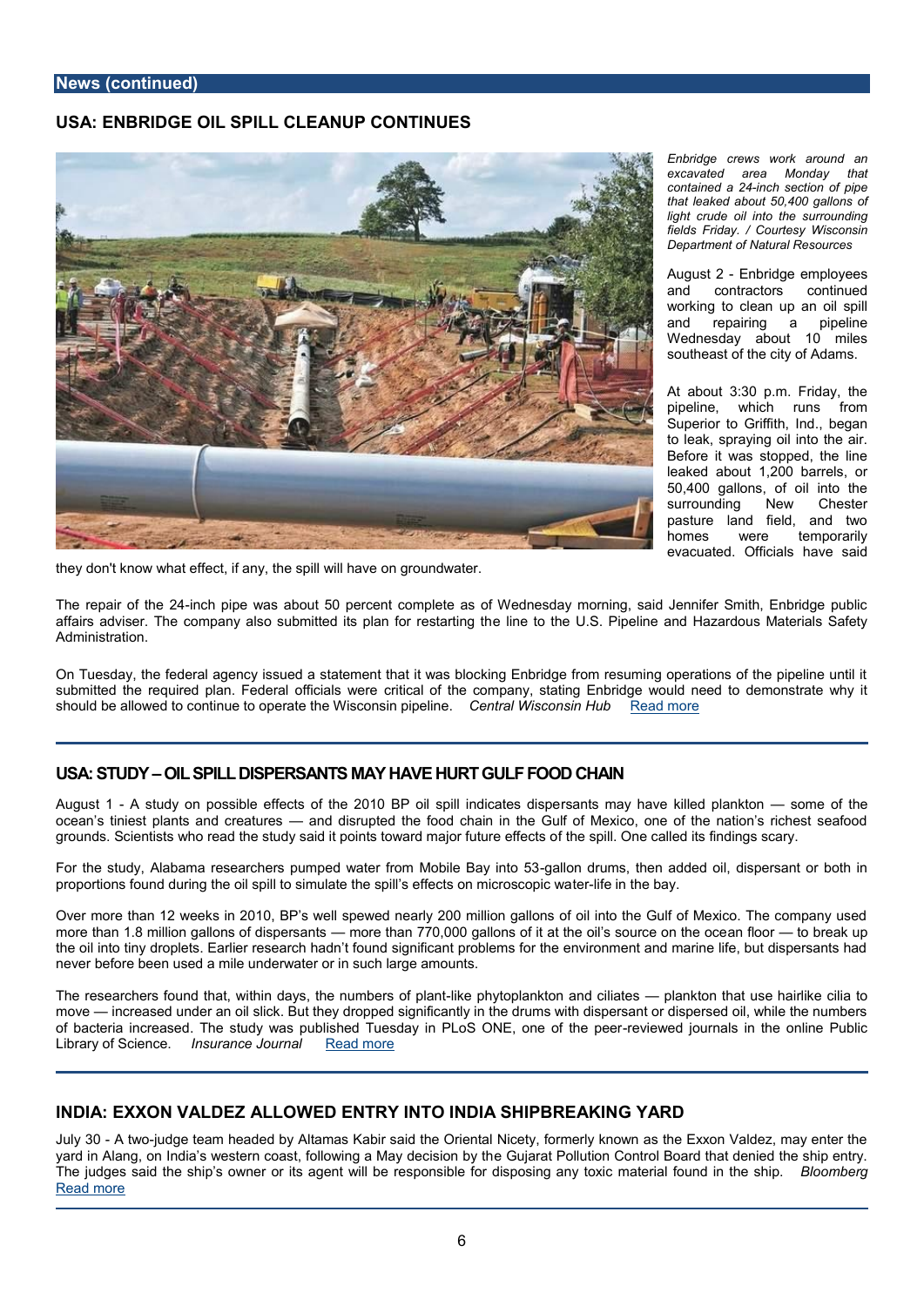## News (continued)

### USA: ENBRIDGE OIL SPILL CLEANUP CONTINUES

*Enbridge crews work around an excavated area Monday that contained a 24-inch section of pipe that leaked about 50,400 gallons of light crude oil into the surrounding fields Friday. / Courtesy Wisconsin Department of Natural Resources*

August 2 - Enbridge employees and contractors continued working to clean up an oil spill and repairing a pipeline Wednesday about 10 miles southeast of the city of Adams.

At about 3:30 p.m. Friday, the pipeline, which runs from Superior to Griffith, Ind., began to leak, spraying oil into the air. Before it was stopped, the line leaked about 1,200 barrels, or 50,400 gallons, of oil into the surrounding New Chester pasture land field, and two homes were temporarily evacuated. Officials have said they don't know what effect, if any, the spill will have on groundwater.

The repair of the 24-inch pipe was about 50 percent complete as of Wednesday morning, said Jennifer Smith, Enbridge public affairs adviser. The company also submitted its plan for restarting the line to the U.S. Pipeline and Hazardous Materials Safety Administration.

On Tuesday, the federal agency issued a statement that it was blocking Enbridge from resuming operations of the pipeline until it submitted the required plan. Federal officials were critical of the company, stating Enbridge would need to demonstrate why it should be allowed to continue to operate the Wisconsin pipeline. *Central Wisconsin Hub* Read more

---

### USA: STUDY – OIL SPILL DISPERSANTS MAY HAVE HURT GULF FOOD CHAIN

August 1 - A study on possible effects of the 2010 BP oil spill indicates dispersants may have killed plankton — some of the ocean's tiniest plants and creatures — and disrupted the food chain in the Gulf of Mexico, one of the nation's richest seafood grounds. Scientists who read the study said it points toward major future effects of the spill. One called its findings scary.

For the study, Alabama researchers pumped water from Mobile Bay into 53-gallon drums, then added oil, dispersant or both in proportions found during the oil spill to simulate the spill's effects on microscopic water-life in the bay.

Over more than 12 weeks in 2010, BP's well spewed nearly 200 million gallons of oil into the Gulf of Mexico. The company used more than 1.8 million gallons of dispersants — more than 770,000 gallons of it at the oil's source on the ocean floor — to break up the oil into tiny droplets. Earlier research hadn't found significant problems for the environment and marine life, but dispersants had never before been used a mile underwater or in such large amounts.

The researchers found that, within days, the numbers of plant-like phytoplankton and ciliates — plankton that use hairlike cilia to move — increased under an oil slick. But they dropped significantly in the drums with dispersant or dispersed oil, while the numbers of bacteria increased. The study was published Tuesday in PLoS ONE, one of the peer-reviewed journals in the online Public Library of Science. *Insurance Journal* Read more

---

### INDIA: EXXON VALDEZ ALLOWED ENTRY INTO INDIA SHIPBREAKING YARD

July 30 - A two-judge team headed by Altamas Kabir said the Oriental Nicety, formerly known as the Exxon Valdez, may enter the yard in Alang, on India's western coast, following a May decision by the Gujarat Pollution Control Board that denied the ship entry. The judges said the ship's owner or its agent will be responsible for disposing any toxic material found in the ship. *Bloomberg* Read more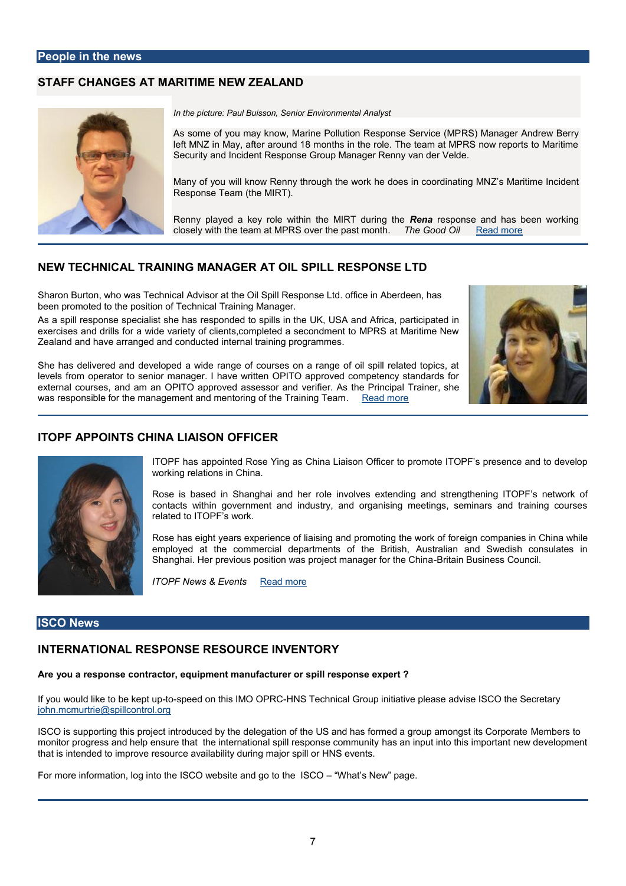## People in the news

### STAFF CHANGES AT MARITIME NEW ZEALAND

*In the picture: Paul Buisson, Senior Environmental Analyst*

As some of you may know, Marine Pollution Response Service (MPRS) Manager Andrew Berry left MNZ in May, after around 18 months in the role. The team at MPRS now reports to Maritime Security and Incident Response Group Manager Renny van der Velde.

Many of you will know Renny through the work he does in coordinating MNZ's Maritime Incident Response Team (the MIRT).

Renny played a key role within the MIRT during the ***Rena*** response and has been working closely with the team at MPRS over the past month. *The Good Oil* Read more

### NEW TECHNICAL TRAINING MANAGER AT OIL SPILL RESPONSE LTD

Sharon Burton, who was Technical Advisor at the Oil Spill Response Ltd. office in Aberdeen, has been promoted to the position of Technical Training Manager.

As a spill response specialist she has responded to spills in the UK, USA and Africa, participated in exercises and drills for a wide variety of clients,completed a secondment to MPRS at Maritime New Zealand and have arranged and conducted internal training programmes.

She has delivered and developed a wide range of courses on a range of oil spill related topics, at levels from operator to senior manager. I have written OPITO approved competency standards for external courses, and am an OPITO approved assessor and verifier. As the Principal Trainer, she was responsible for the management and mentoring of the Training Team. Read more

### ITOPF APPOINTS CHINA LIAISON OFFICER

ITOPF has appointed Rose Ying as China Liaison Officer to promote ITOPF's presence and to develop working relations in China.

Rose is based in Shanghai and her role involves extending and strengthening ITOPF's network of contacts within government and industry, and organising meetings, seminars and training courses related to ITOPF's work.

Rose has eight years experience of liaising and promoting the work of foreign companies in China while employed at the commercial departments of the British, Australian and Swedish consulates in Shanghai. Her previous position was project manager for the China-Britain Business Council.

*ITOPF News & Events* Read more

## ISCO News

### INTERNATIONAL RESPONSE RESOURCE INVENTORY

**Are you a response contractor, equipment manufacturer or spill response expert ?**

If you would like to be kept up-to-speed on this IMO OPRC-HNS Technical Group initiative please advise ISCO the Secretary john.mcmurtrie@spillcontrol.org

ISCO is supporting this project introduced by the delegation of the US and has formed a group amongst its Corporate Members to monitor progress and help ensure that the international spill response community has an input into this important new development that is intended to improve resource availability during major spill or HNS events.

For more information, log into the ISCO website and go to the ISCO – "What's New" page.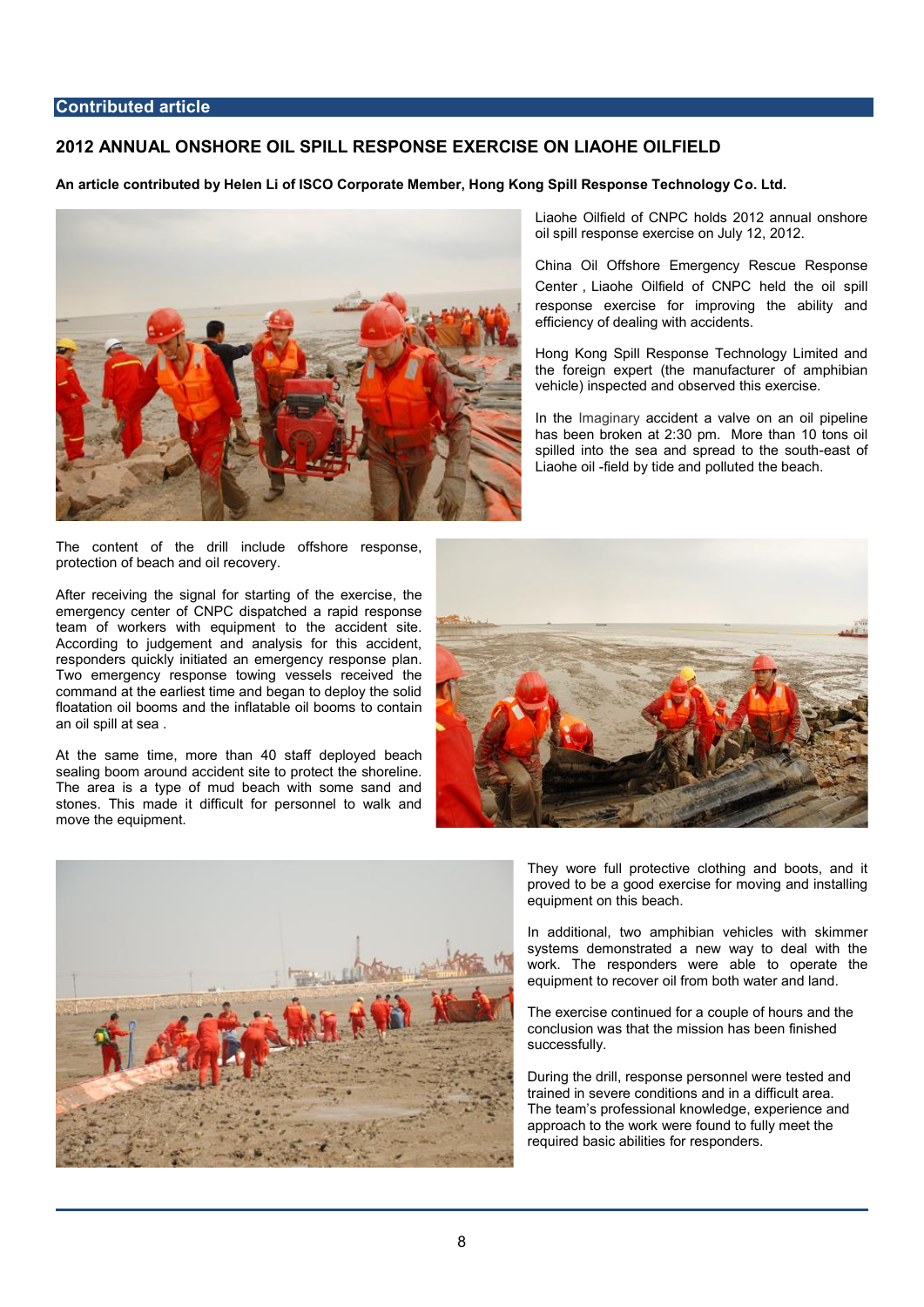## Contributed article

## 2012 ANNUAL ONSHORE OIL SPILL RESPONSE EXERCISE ON LIAOHE OILFIELD

**An article contributed by Helen Li of ISCO Corporate Member, Hong Kong Spill Response Technology Co. Ltd.**

Liaohe Oilfield of CNPC holds 2012 annual onshore oil spill response exercise on July 12, 2012.

China Oil Offshore Emergency Rescue Response Center , Liaohe Oilfield of CNPC held the oil spill response exercise for improving the ability and efficiency of dealing with accidents.

Hong Kong Spill Response Technology Limited and the foreign expert (the manufacturer of amphibian vehicle) inspected and observed this exercise.

In the Imaginary accident a valve on an oil pipeline has been broken at 2:30 pm. More than 10 tons oil spilled into the sea and spread to the south-east of Liaohe oil -field by tide and polluted the beach.

The content of the drill include offshore response, protection of beach and oil recovery.

After receiving the signal for starting of the exercise, the emergency center of CNPC dispatched a rapid response team of workers with equipment to the accident site. According to judgement and analysis for this accident, responders quickly initiated an emergency response plan. Two emergency response towing vessels received the command at the earliest time and began to deploy the solid floatation oil booms and the inflatable oil booms to contain an oil spill at sea .

At the same time, more than 40 staff deployed beach sealing boom around accident site to protect the shoreline. The area is a type of mud beach with some sand and stones. This made it difficult for personnel to walk and move the equipment.

They wore full protective clothing and boots, and it proved to be a good exercise for moving and installing equipment on this beach.

In additional, two amphibian vehicles with skimmer systems demonstrated a new way to deal with the work. The responders were able to operate the equipment to recover oil from both water and land.

The exercise continued for a couple of hours and the conclusion was that the mission has been finished successfully.

During the drill, response personnel were tested and trained in severe conditions and in a difficult area. The team's professional knowledge, experience and approach to the work were found to fully meet the required basic abilities for responders.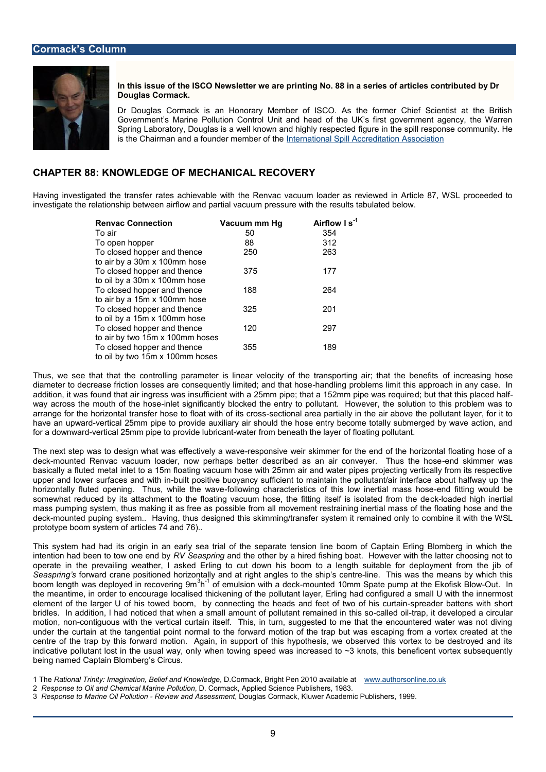## Cormack's Column

**In this issue of the ISCO Newsletter we are printing No. 88 in a series of articles contributed by Dr Douglas Cormack.**

Dr Douglas Cormack is an Honorary Member of ISCO. As the former Chief Scientist at the British Government's Marine Pollution Control Unit and head of the UK's first government agency, the Warren Spring Laboratory, Douglas is a well known and highly respected figure in the spill response community. He is the Chairman and a founder member of the International Spill Accreditation Association

# CHAPTER 88: KNOWLEDGE OF MECHANICAL RECOVERY

Having investigated the transfer rates achievable with the Renvac vacuum loader as reviewed in Article 87, WSL proceeded to investigate the relationship between airflow and partial vacuum pressure with the results tabulated below.

| Renvac Connection | Vacuum mm Hg | Airflow $l\ s^{-1}$ |
|---|---|---|
| To air | 50 | 354 |
| To open hopper | 88 | 312 |
| To closed hopper and thence to air by a 30m x 100mm hose | 250 | 263 |
| To closed hopper and thence to oil by a 30m x 100mm hose | 375 | 177 |
| To closed hopper and thence to air by a 15m x 100mm hose | 188 | 264 |
| To closed hopper and thence to oil by a 15m x 100mm hose | 325 | 201 |
| To closed hopper and thence to air by two 15m x 100mm hoses | 120 | 297 |
| To closed hopper and thence to oil by two 15m x 100mm hoses | 355 | 189 |

Thus, we see that that the controlling parameter is linear velocity of the transporting air; that the benefits of increasing hose diameter to decrease friction losses are consequently limited; and that hose-handling problems limit this approach in any case. In addition, it was found that air ingress was insufficient with a 25mm pipe; that a 152mm pipe was required; but that this placed half-way across the mouth of the hose-inlet significantly blocked the entry to pollutant. However, the solution to this problem was to arrange for the horizontal transfer hose to float with of its cross-sectional area partially in the air above the pollutant layer, for it to have an upward-vertical 25mm pipe to provide auxiliary air should the hose entry become totally submerged by wave action, and for a downward-vertical 25mm pipe to provide lubricant-water from beneath the layer of floating pollutant.

The next step was to design what was effectively a wave-responsive weir skimmer for the end of the horizontal floating hose of a deck-mounted Renvac vacuum loader, now perhaps better described as an air conveyer. Thus the hose-end skimmer was basically a fluted metal inlet to a 15m floating vacuum hose with 25mm air and water pipes projecting vertically from its respective upper and lower surfaces and with in-built positive buoyancy sufficient to maintain the pollutant/air interface about halfway up the horizontally fluted opening. Thus, while the wave-following characteristics of this low inertial mass hose-end fitting would be somewhat reduced by its attachment to the floating vacuum hose, the fitting itself is isolated from the deck-loaded high inertial mass pumping system, thus making it as free as possible from all movement restraining inertial mass of the floating hose and the deck-mounted puping system.. Having, thus designed this skimming/transfer system it remained only to combine it with the WSL prototype boom system of articles 74 and 76)..

This system had had its origin in an early sea trial of the separate tension line boom of Captain Erling Blomberg in which the intention had been to tow one end by *RV Seaspring* and the other by a hired fishing boat. However with the latter choosing not to operate in the prevailing weather, I asked Erling to cut down his boom to a length suitable for deployment from the jib of *Seaspring's* forward crane positioned horizontally and at right angles to the ship's centre-line. This was the means by which this boom length was deployed in recovering $9m^3h^{-1}$ of emulsion with a deck-mounted 10mm Spate pump at the Ekofisk Blow-Out. In the meantime, in order to encourage localised thickening of the pollutant layer, Erling had configured a small U with the innermost element of the larger U of his towed boom, by connecting the heads and feet of two of his curtain-spreader battens with short bridles. In addition, I had noticed that when a small amount of pollutant remained in this so-called oil-trap, it developed a circular motion, non-contiguous with the vertical curtain itself. This, in turn, suggested to me that the encountered water was not diving under the curtain at the tangential point normal to the forward motion of the trap but was escaping from a vortex created at the centre of the trap by this forward motion. Again, in support of this hypothesis, we observed this vortex to be destroyed and its indicative pollutant lost in the usual way, only when towing speed was increased to ~3 knots, this beneficent vortex subsequently being named Captain Blomberg's Circus.

1 The *Rational Trinity: Imagination, Belief and Knowledge*, D.Cormack, Bright Pen 2010 available at www.authorsonline.co.uk

2 *Response to Oil and Chemical Marine Pollution*, D. Cormack, Applied Science Publishers, 1983.

3 *Response to Marine Oil Pollution - Review and Assessment*, Douglas Cormack, Kluwer Academic Publishers, 1999.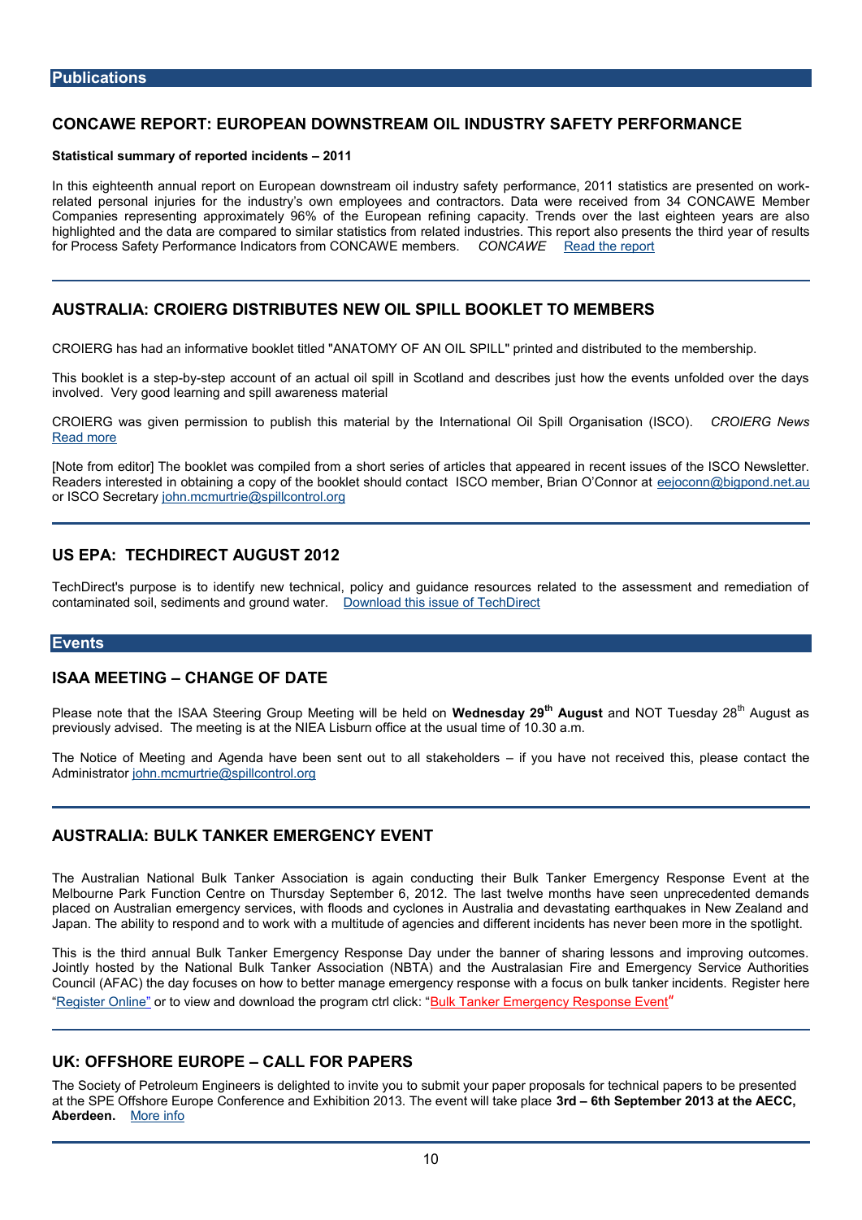## Publications

### CONCAWE REPORT: EUROPEAN DOWNSTREAM OIL INDUSTRY SAFETY PERFORMANCE

**Statistical summary of reported incidents – 2011**

In this eighteenth annual report on European downstream oil industry safety performance, 2011 statistics are presented on work-related personal injuries for the industry's own employees and contractors. Data were received from 34 CONCAWE Member Companies representing approximately 96% of the European refining capacity. Trends over the last eighteen years are also highlighted and the data are compared to similar statistics from related industries. This report also presents the third year of results for Process Safety Performance Indicators from CONCAWE members. *CONCAWE* Read the report

---

### AUSTRALIA: CROIERG DISTRIBUTES NEW OIL SPILL BOOKLET TO MEMBERS

CROIERG has had an informative booklet titled "ANATOMY OF AN OIL SPILL" printed and distributed to the membership.

This booklet is a step-by-step account of an actual oil spill in Scotland and describes just how the events unfolded over the days involved. Very good learning and spill awareness material

CROIERG was given permission to publish this material by the International Oil Spill Organisation (ISCO). *CROIERG News* Read more

[Note from editor] The booklet was compiled from a short series of articles that appeared in recent issues of the ISCO Newsletter. Readers interested in obtaining a copy of the booklet should contact ISCO member, Brian O'Connor at eejoconn@bigpond.net.au or ISCO Secretary john.mcmurtrie@spillcontrol.org

---

### US EPA: TECHDIRECT AUGUST 2012

TechDirect's purpose is to identify new technical, policy and guidance resources related to the assessment and remediation of contaminated soil, sediments and ground water. Download this issue of TechDirect

## Events

### ISAA MEETING – CHANGE OF DATE

Please note that the ISAA Steering Group Meeting will be held on **Wednesday 29th August** and NOT Tuesday 28th August as previously advised. The meeting is at the NIEA Lisburn office at the usual time of 10.30 a.m.

The Notice of Meeting and Agenda have been sent out to all stakeholders – if you have not received this, please contact the Administrator john.mcmurtrie@spillcontrol.org

---

### AUSTRALIA: BULK TANKER EMERGENCY EVENT

The Australian National Bulk Tanker Association is again conducting their Bulk Tanker Emergency Response Event at the Melbourne Park Function Centre on Thursday September 6, 2012. The last twelve months have seen unprecedented demands placed on Australian emergency services, with floods and cyclones in Australia and devastating earthquakes in New Zealand and Japan. The ability to respond and to work with a multitude of agencies and different incidents has never been more in the spotlight.

This is the third annual Bulk Tanker Emergency Response Day under the banner of sharing lessons and improving outcomes. Jointly hosted by the National Bulk Tanker Association (NBTA) and the Australasian Fire and Emergency Service Authorities Council (AFAC) the day focuses on how to better manage emergency response with a focus on bulk tanker incidents. Register here "Register Online" or to view and download the program ctrl click: "Bulk Tanker Emergency Response Event"

---

### UK: OFFSHORE EUROPE – CALL FOR PAPERS

The Society of Petroleum Engineers is delighted to invite you to submit your paper proposals for technical papers to be presented at the SPE Offshore Europe Conference and Exhibition 2013. The event will take place **3rd – 6th September 2013 at the AECC, Aberdeen.** More info

---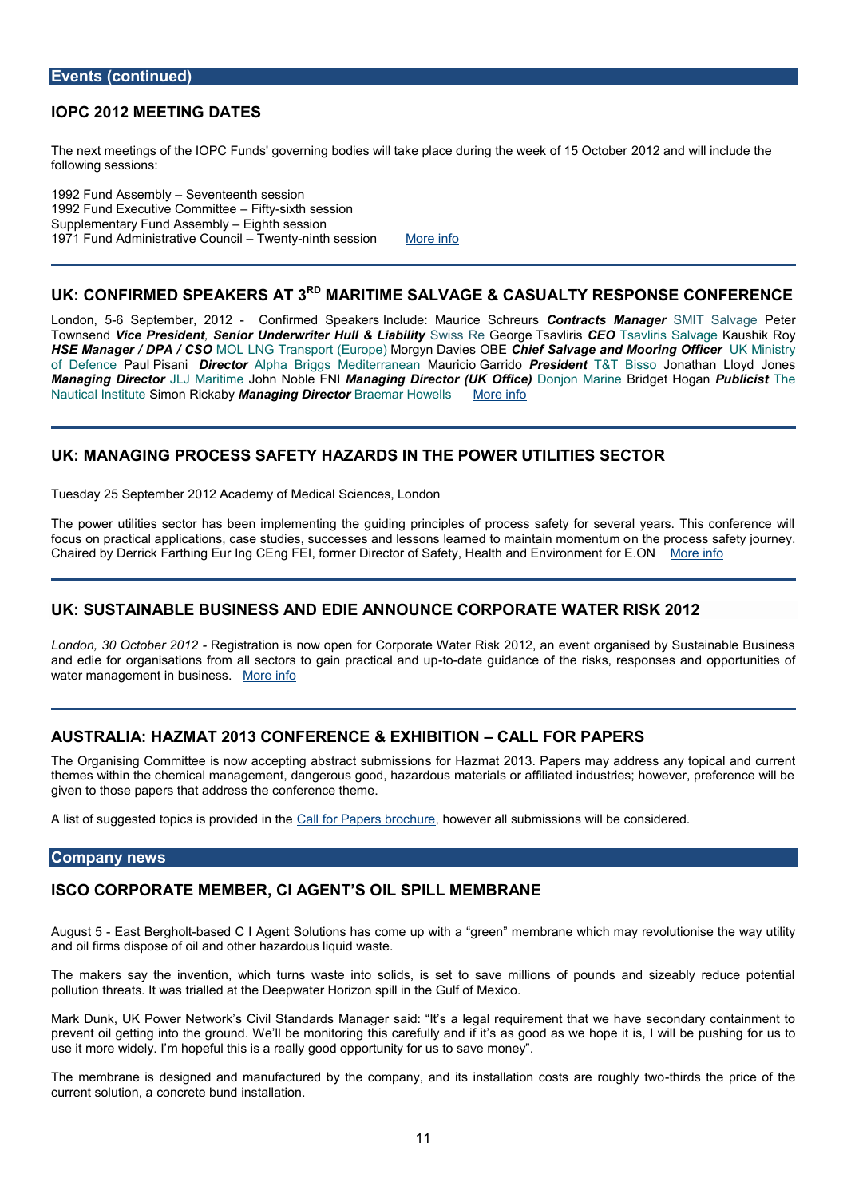## Events (continued)

### IOPC 2012 MEETING DATES

The next meetings of the IOPC Funds' governing bodies will take place during the week of 15 October 2012 and will include the following sessions:

1992 Fund Assembly – Seventeenth session
1992 Fund Executive Committee – Fifty-sixth session
Supplementary Fund Assembly – Eighth session
1971 Fund Administrative Council – Twenty-ninth session [More info]

---

### UK: CONFIRMED SPEAKERS AT 3RD MARITIME SALVAGE & CASUALTY RESPONSE CONFERENCE

London, 5-6 September, 2012 - Confirmed Speakers Include: Maurice Schreurs ***Contracts Manager*** SMIT Salvage Peter Townsend ***Vice President**, **Senior Underwriter Hull & Liability*** Swiss Re George Tsavliris ***CEO*** Tsavliris Salvage Kaushik Roy ***HSE Manager / DPA / CSO*** MOL LNG Transport (Europe) Morgyn Davies OBE ***Chief Salvage and Mooring Officer*** UK Ministry of Defence Paul Pisani ***Director*** Alpha Briggs Mediterranean Mauricio Garrido ***President*** T&T Bisso Jonathan Lloyd Jones ***Managing Director*** JLJ Maritime John Noble FNI ***Managing Director (UK Office)*** Donjon Marine Bridget Hogan ***Publicist*** The Nautical Institute Simon Rickaby ***Managing Director*** Braemar Howells [More info]

---

### UK: MANAGING PROCESS SAFETY HAZARDS IN THE POWER UTILITIES SECTOR

Tuesday 25 September 2012 Academy of Medical Sciences, London

The power utilities sector has been implementing the guiding principles of process safety for several years. This conference will focus on practical applications, case studies, successes and lessons learned to maintain momentum on the process safety journey. Chaired by Derrick Farthing Eur Ing CEng FEI, former Director of Safety, Health and Environment for E.ON [More info]

---

### UK: SUSTAINABLE BUSINESS AND EDIE ANNOUNCE CORPORATE WATER RISK 2012

*London, 30 October 2012* - Registration is now open for Corporate Water Risk 2012, an event organised by Sustainable Business and edie for organisations from all sectors to gain practical and up-to-date guidance of the risks, responses and opportunities of water management in business. [More info]

---

### AUSTRALIA: HAZMAT 2013 CONFERENCE & EXHIBITION – CALL FOR PAPERS

The Organising Committee is now accepting abstract submissions for Hazmat 2013. Papers may address any topical and current themes within the chemical management, dangerous good, hazardous materials or affiliated industries; however, preference will be given to those papers that address the conference theme.

A list of suggested topics is provided in the [Call for Papers brochure], however all submissions will be considered.

## Company news

### ISCO CORPORATE MEMBER, CI AGENT'S OIL SPILL MEMBRANE

August 5 - East Bergholt-based C I Agent Solutions has come up with a "green" membrane which may revolutionise the way utility and oil firms dispose of oil and other hazardous liquid waste.

The makers say the invention, which turns waste into solids, is set to save millions of pounds and sizeably reduce potential pollution threats. It was trialled at the Deepwater Horizon spill in the Gulf of Mexico.

Mark Dunk, UK Power Network's Civil Standards Manager said: "It's a legal requirement that we have secondary containment to prevent oil getting into the ground. We'll be monitoring this carefully and if it's as good as we hope it is, I will be pushing for us to use it more widely. I'm hopeful this is a really good opportunity for us to save money".

The membrane is designed and manufactured by the company, and its installation costs are roughly two-thirds the price of the current solution, a concrete bund installation.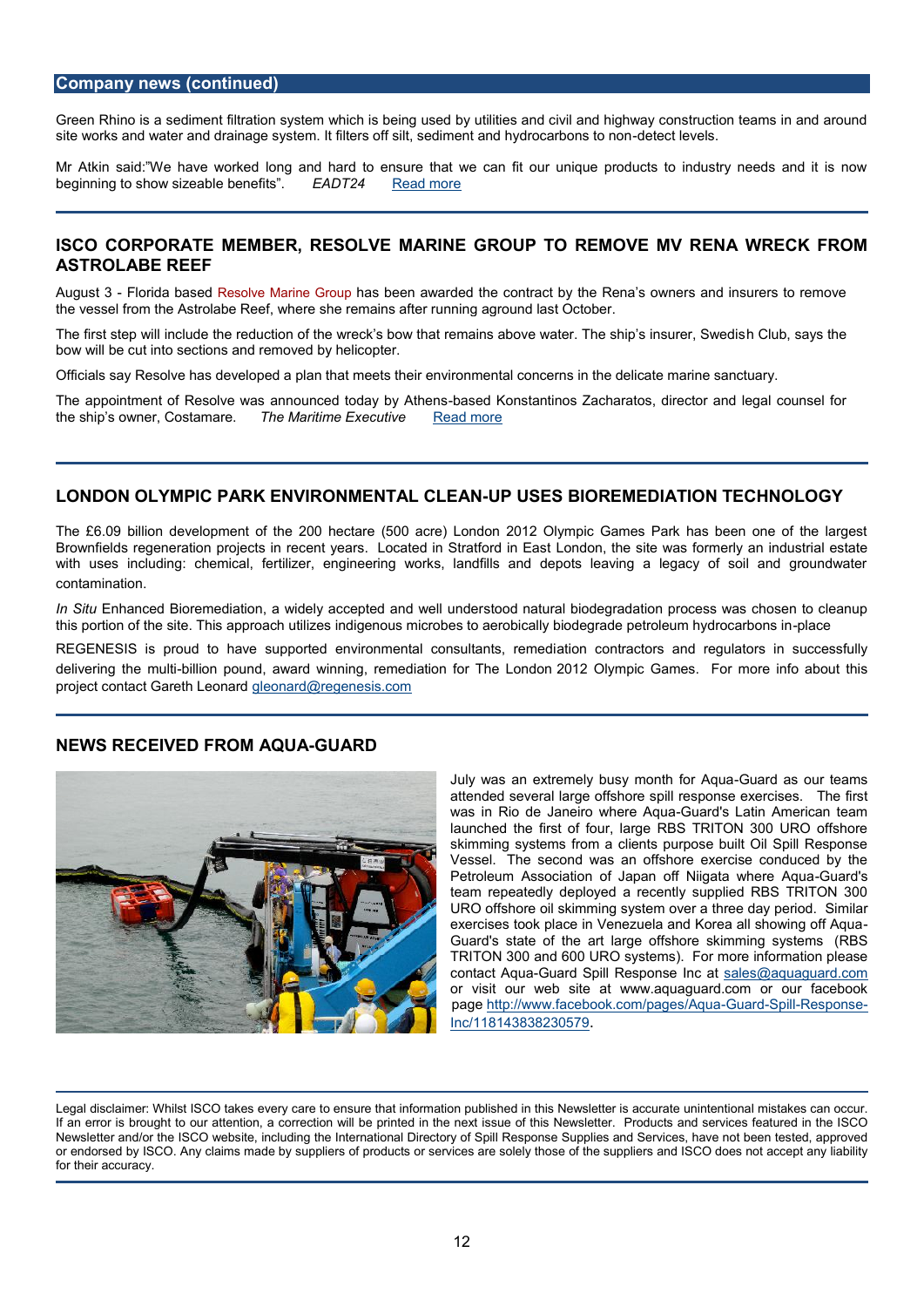## Company news (continued)

Green Rhino is a sediment filtration system which is being used by utilities and civil and highway construction teams in and around site works and water and drainage system. It filters off silt, sediment and hydrocarbons to non-detect levels.

Mr Atkin said:"We have worked long and hard to ensure that we can fit our unique products to industry needs and it is now beginning to show sizeable benefits". *EADT24* Read more

## ISCO CORPORATE MEMBER, RESOLVE MARINE GROUP TO REMOVE MV RENA WRECK FROM ASTROLABE REEF

August 3 - Florida based Resolve Marine Group has been awarded the contract by the Rena's owners and insurers to remove the vessel from the Astrolabe Reef, where she remains after running aground last October.

The first step will include the reduction of the wreck's bow that remains above water. The ship's insurer, Swedish Club, says the bow will be cut into sections and removed by helicopter.

Officials say Resolve has developed a plan that meets their environmental concerns in the delicate marine sanctuary.

The appointment of Resolve was announced today by Athens-based Konstantinos Zacharatos, director and legal counsel for the ship's owner, Costamare. *The Maritime Executive* Read more

## LONDON OLYMPIC PARK ENVIRONMENTAL CLEAN-UP USES BIOREMEDIATION TECHNOLOGY

The £6.09 billion development of the 200 hectare (500 acre) London 2012 Olympic Games Park has been one of the largest Brownfields regeneration projects in recent years. Located in Stratford in East London, the site was formerly an industrial estate with uses including: chemical, fertilizer, engineering works, landfills and depots leaving a legacy of soil and groundwater contamination.

*In Situ* Enhanced Bioremediation, a widely accepted and well understood natural biodegradation process was chosen to cleanup this portion of the site. This approach utilizes indigenous microbes to aerobically biodegrade petroleum hydrocarbons in-place

REGENESIS is proud to have supported environmental consultants, remediation contractors and regulators in successfully delivering the multi-billion pound, award winning, remediation for The London 2012 Olympic Games. For more info about this project contact Gareth Leonard gleonard@regenesis.com

## NEWS RECEIVED FROM AQUA-GUARD

July was an extremely busy month for Aqua-Guard as our teams attended several large offshore spill response exercises. The first was in Rio de Janeiro where Aqua-Guard's Latin American team launched the first of four, large RBS TRITON 300 URO offshore skimming systems from a clients purpose built Oil Spill Response Vessel. The second was an offshore exercise conduced by the Petroleum Association of Japan off Niigata where Aqua-Guard's team repeatedly deployed a recently supplied RBS TRITON 300 URO offshore oil skimming system over a three day period. Similar exercises took place in Venezuela and Korea all showing off Aqua-Guard's state of the art large offshore skimming systems (RBS TRITON 300 and 600 URO systems). For more information please contact Aqua-Guard Spill Response Inc at sales@aquaguard.com or visit our web site at www.aquaguard.com or our facebook page http://www.facebook.com/pages/Aqua-Guard-Spill-Response-Inc/118143838230579.

---

Legal disclaimer: Whilst ISCO takes every care to ensure that information published in this Newsletter is accurate unintentional mistakes can occur. If an error is brought to our attention, a correction will be printed in the next issue of this Newsletter. Products and services featured in the ISCO Newsletter and/or the ISCO website, including the International Directory of Spill Response Supplies and Services, have not been tested, approved or endorsed by ISCO. Any claims made by suppliers of products or services are solely those of the suppliers and ISCO does not accept any liability for their accuracy.